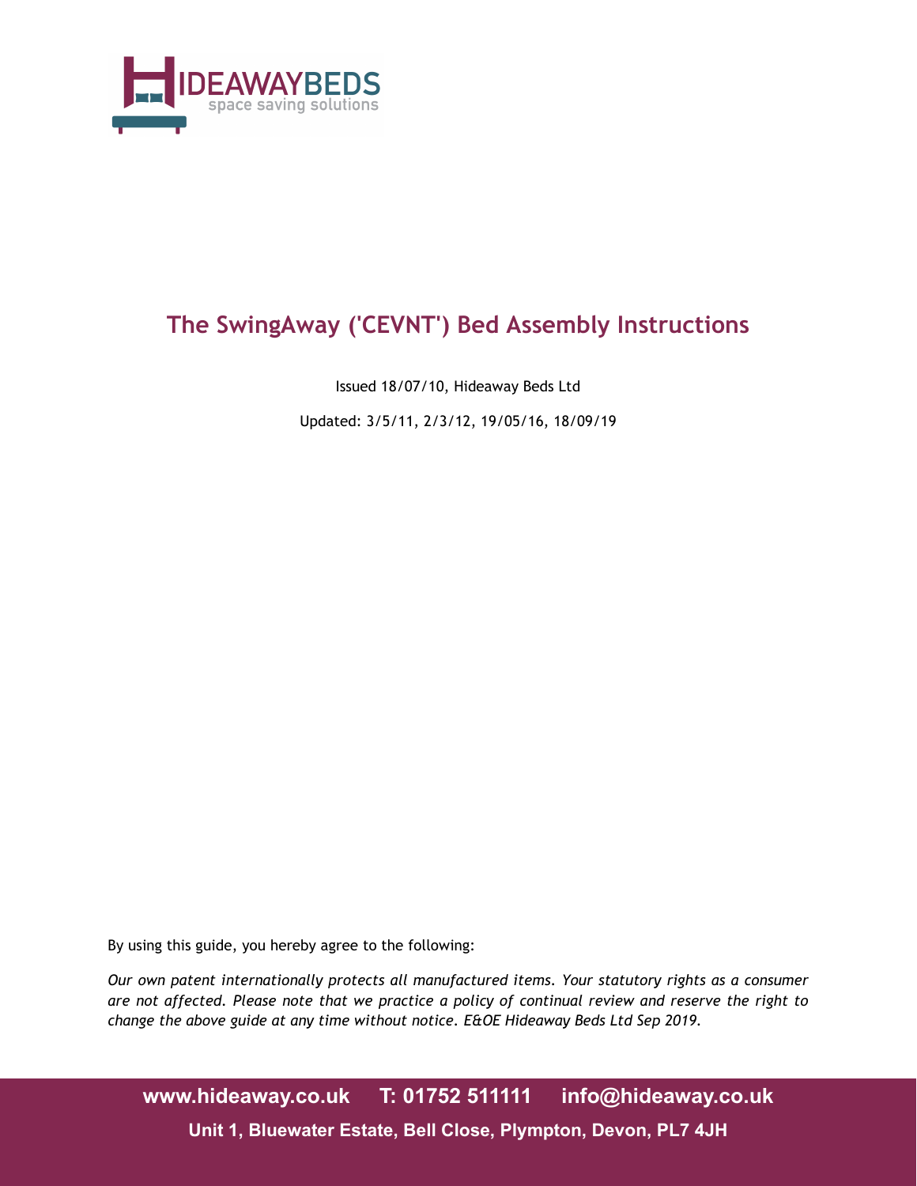# The SwingAway ('CEVNT') Bed Assembly Instructions

Issued 18/07/10, Hideaway Beds Ltd

Updated: 3/5/11, 2/3/12, 19/05/16, 18/09/19

By using this guide, you hereby agree to the following:

*Our own patent internationally protects all manufactured items. Your statutory rights as a consumer are not affected. Please note that we practice a policy of continual review and reserve the right to change the above guide at any time without notice. E&OE Hideaway Beds Ltd Sep 2019.*

**www.hideaway.co.uk T: 01752 511111 info@hideaway.co.uk**

**Unit 1, Bluewater Estate, Bell Close, Plympton, Devon, PL7 4JH**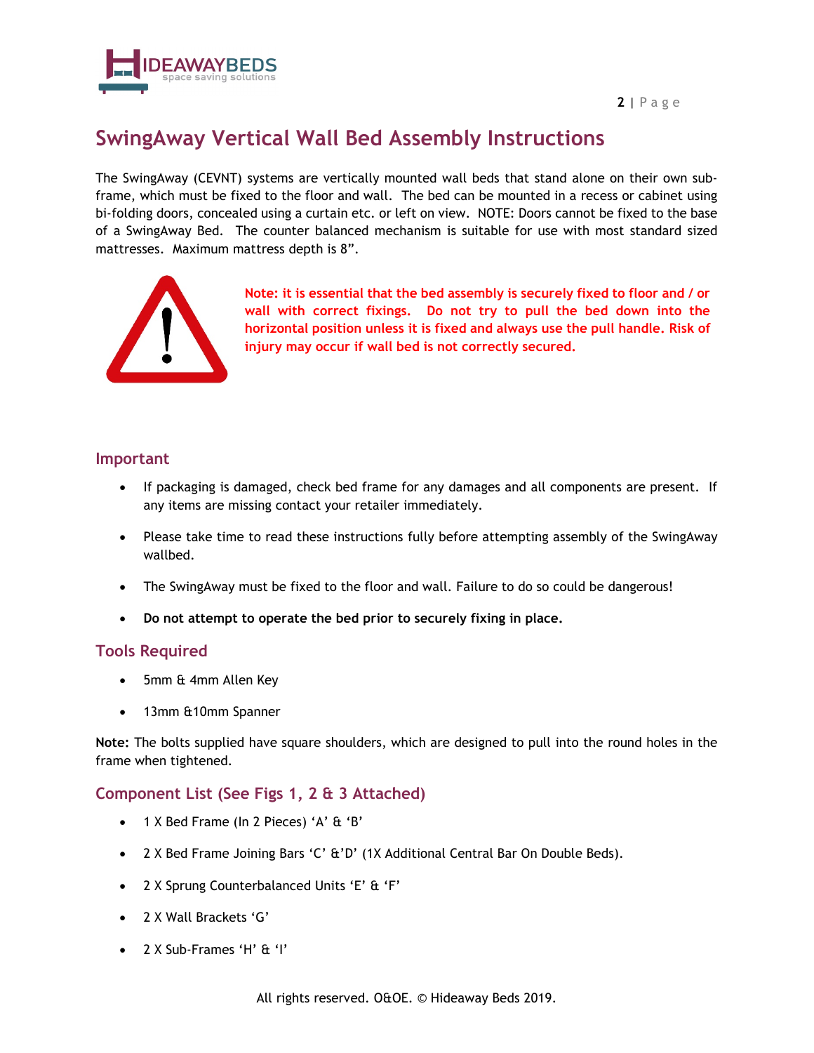# SwingAway Vertical Wall Bed Assembly Instructions

The SwingAway (CEVNT) systems are vertically mounted wall beds that stand alone on their own sub-frame, which must be fixed to the floor and wall. The bed can be mounted in a recess or cabinet using bi-folding doors, concealed using a curtain etc. or left on view. NOTE: Doors cannot be fixed to the base of a SwingAway Bed. The counter balanced mechanism is suitable for use with most standard sized mattresses. Maximum mattress depth is 8".

**Note: it is essential that the bed assembly is securely fixed to floor and / or wall with correct fixings. Do not try to pull the bed down into the horizontal position unless it is fixed and always use the pull handle. Risk of injury may occur if wall bed is not correctly secured.**

## Important

- If packaging is damaged, check bed frame for any damages and all components are present. If any items are missing contact your retailer immediately.
- Please take time to read these instructions fully before attempting assembly of the SwingAway wallbed.
- The SwingAway must be fixed to the floor and wall. Failure to do so could be dangerous!
- **Do not attempt to operate the bed prior to securely fixing in place.**

## Tools Required

- 5mm & 4mm Allen Key
- 13mm &10mm Spanner

**Note:** The bolts supplied have square shoulders, which are designed to pull into the round holes in the frame when tightened.

## Component List (See Figs 1, 2 & 3 Attached)

- 1 X Bed Frame (In 2 Pieces) 'A' & 'B'
- 2 X Bed Frame Joining Bars 'C' &'D' (1X Additional Central Bar On Double Beds).
- 2 X Sprung Counterbalanced Units 'E' & 'F'
- 2 X Wall Brackets 'G'
- 2 X Sub-Frames 'H' & 'I'

All rights reserved. O&OE. © Hideaway Beds 2019.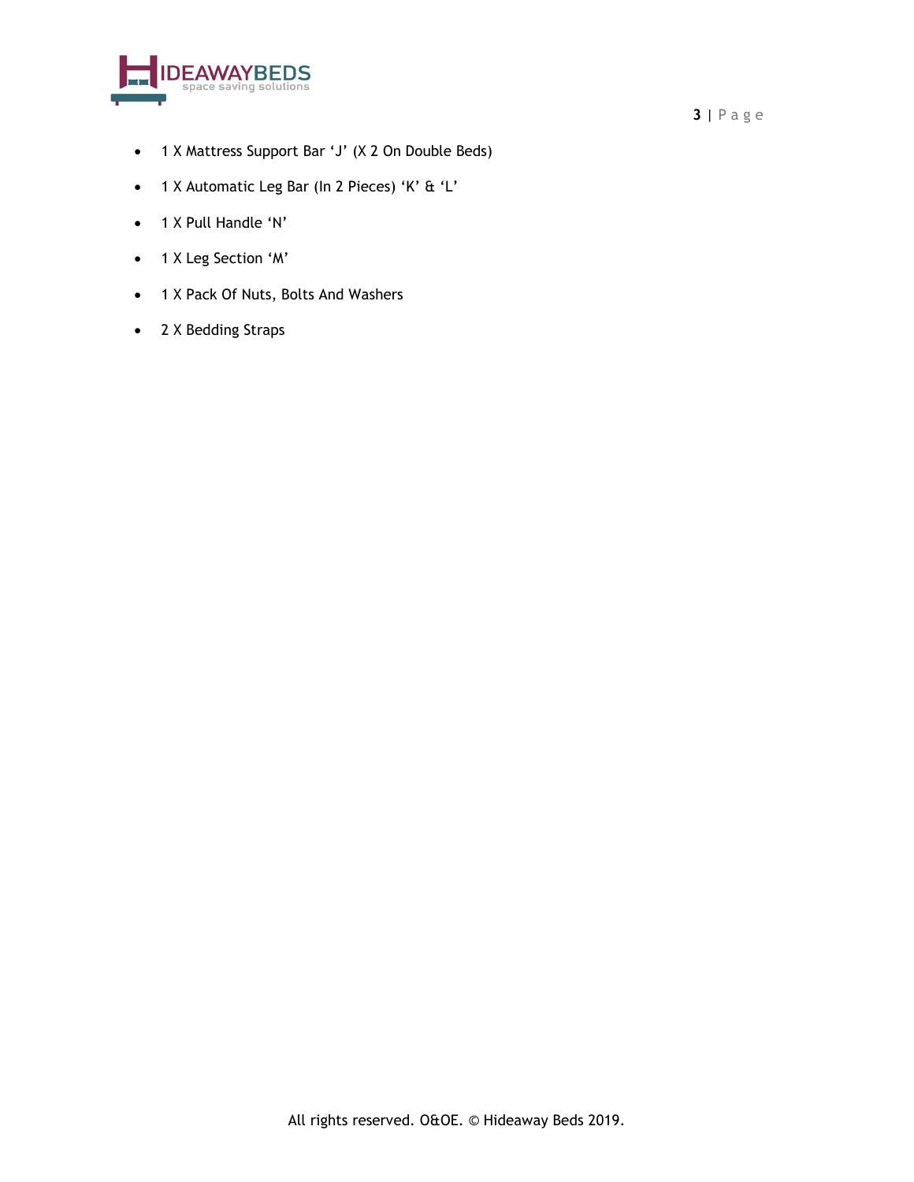- 1 X Mattress Support Bar ‘J’ (X 2 On Double Beds)
- 1 X Automatic Leg Bar (In 2 Pieces) ‘K’ & ‘L’
- 1 X Pull Handle ‘N’
- 1 X Leg Section ‘M’
- 1 X Pack Of Nuts, Bolts And Washers
- 2 X Bedding Straps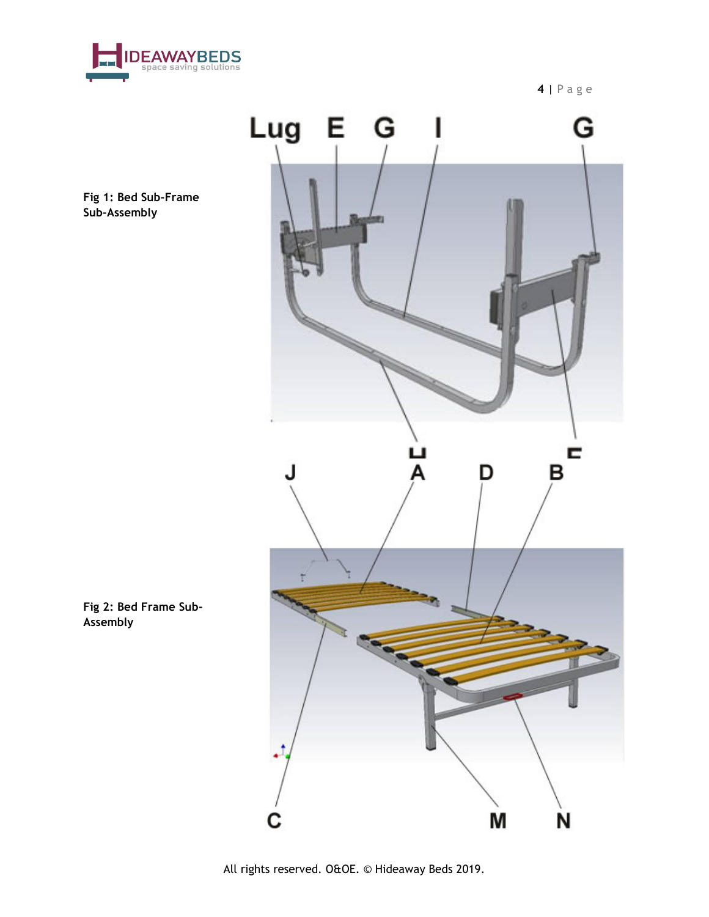**Fig 1: Bed Sub-Frame Sub-Assembly**

Lug E G I G

H F

**Fig 2: Bed Frame Sub-Assembly**

J A D B

C M N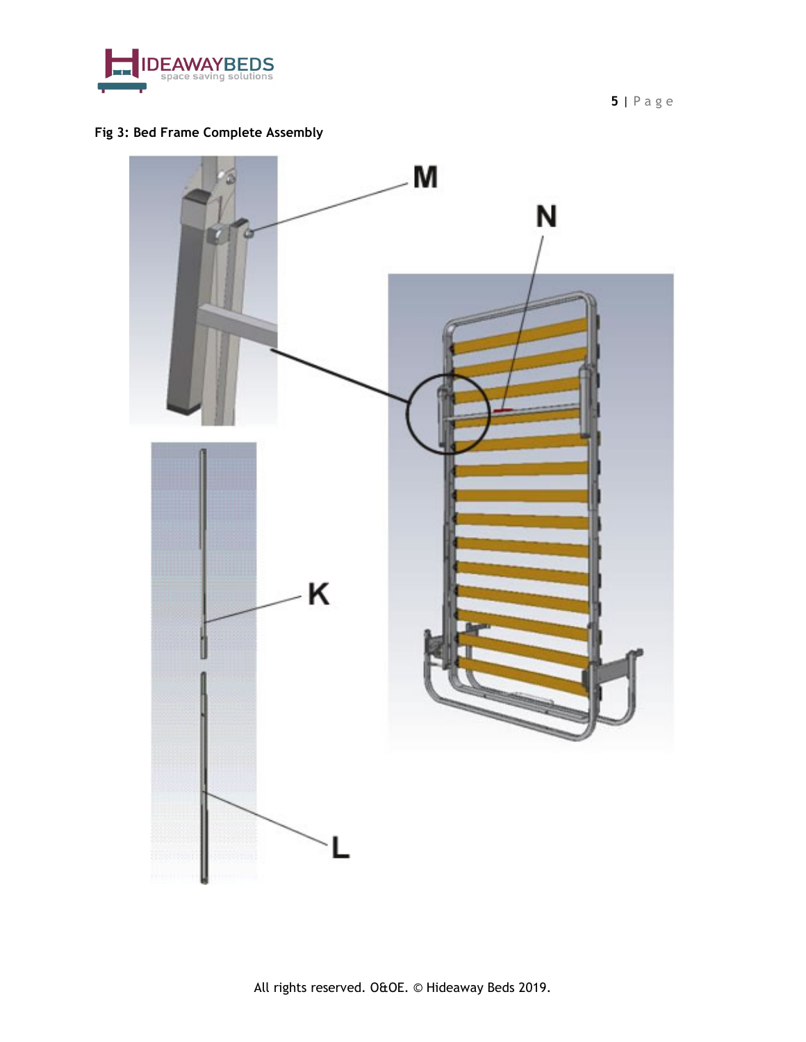**Fig 3: Bed Frame Complete Assembly**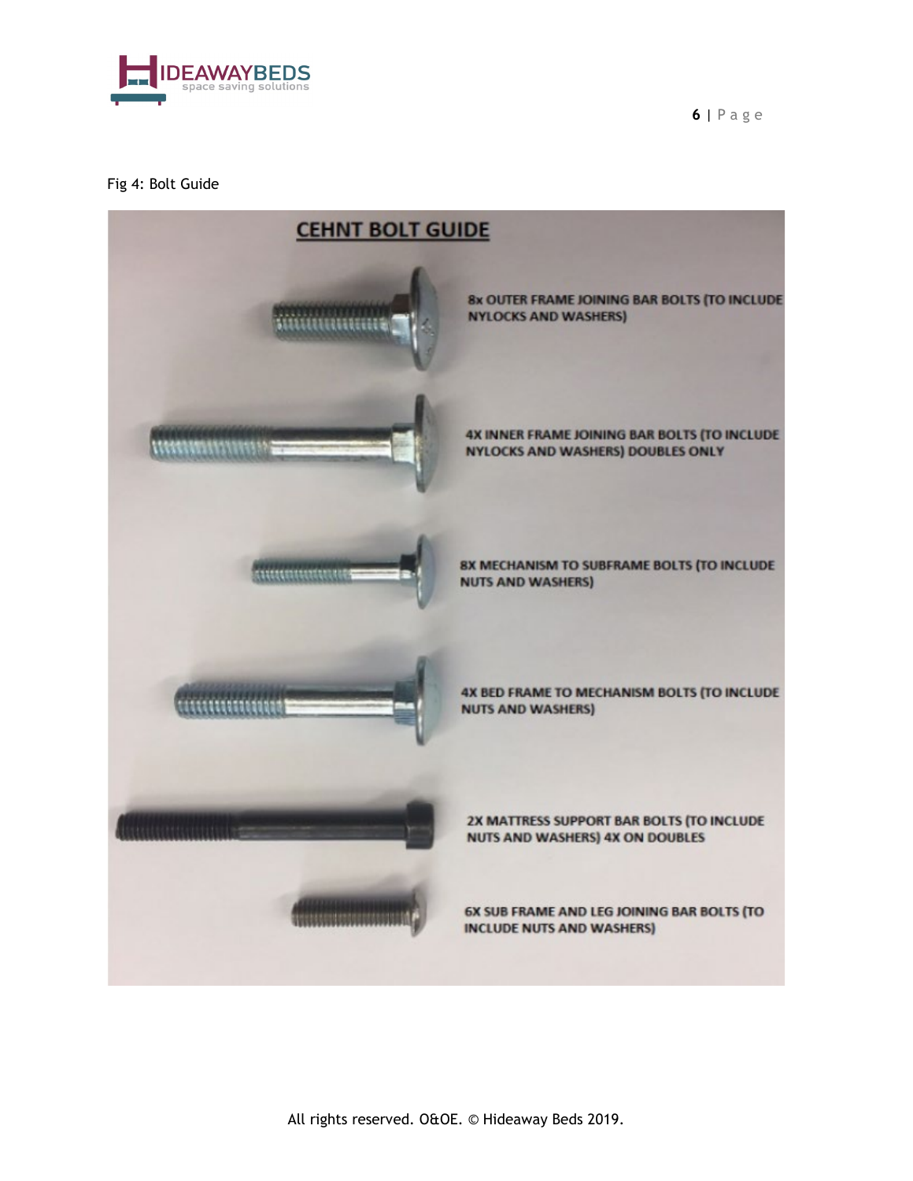Fig 4: Bolt Guide

## CEHNT BOLT GUIDE

8x OUTER FRAME JOINING BAR BOLTS (TO INCLUDE NYLOCKS AND WASHERS)

4X INNER FRAME JOINING BAR BOLTS (TO INCLUDE NYLOCKS AND WASHERS) DOUBLES ONLY

8X MECHANISM TO SUBFRAME BOLTS (TO INCLUDE NUTS AND WASHERS)

4X BED FRAME TO MECHANISM BOLTS (TO INCLUDE NUTS AND WASHERS)

2X MATTRESS SUPPORT BAR BOLTS (TO INCLUDE NUTS AND WASHERS) 4X ON DOUBLES

6X SUB FRAME AND LEG JOINING BAR BOLTS (TO INCLUDE NUTS AND WASHERS)

All rights reserved. O&OE. © Hideaway Beds 2019.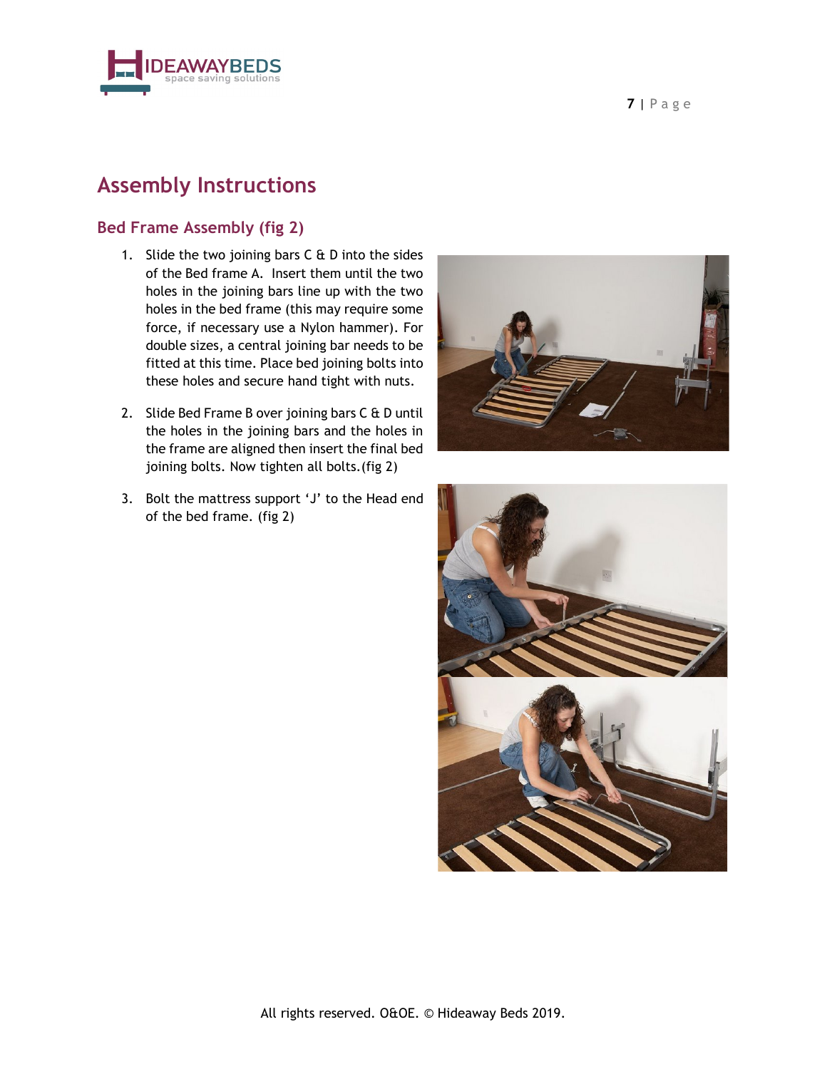# Assembly Instructions

## Bed Frame Assembly (fig 2)

1. Slide the two joining bars C & D into the sides of the Bed frame A. Insert them until the two holes in the joining bars line up with the two holes in the bed frame (this may require some force, if necessary use a Nylon hammer). For double sizes, a central joining bar needs to be fitted at this time. Place bed joining bolts into these holes and secure hand tight with nuts.

2. Slide Bed Frame B over joining bars C & D until the holes in the joining bars and the holes in the frame are aligned then insert the final bed joining bolts. Now tighten all bolts.(fig 2)

3. Bolt the mattress support 'J' to the Head end of the bed frame. (fig 2)

All rights reserved. O&OE. © Hideaway Beds 2019.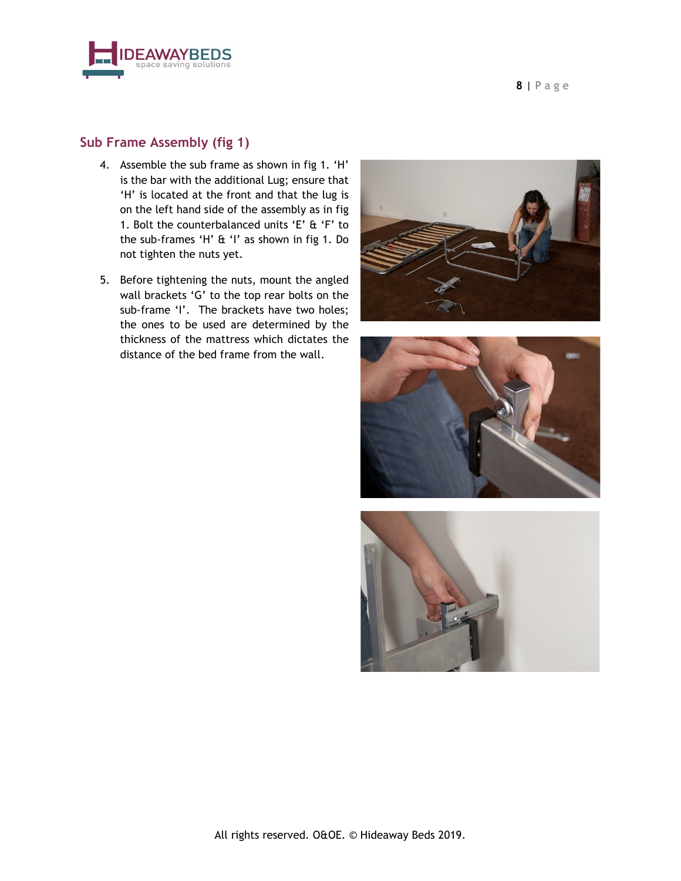## Sub Frame Assembly (fig 1)

4. Assemble the sub frame as shown in fig 1. ‘H’ is the bar with the additional Lug; ensure that ‘H’ is located at the front and that the lug is on the left hand side of the assembly as in fig 1. Bolt the counterbalanced units ‘E’ & ‘F’ to the sub-frames ‘H’ & ‘I’ as shown in fig 1. Do not tighten the nuts yet.

5. Before tightening the nuts, mount the angled wall brackets ‘G’ to the top rear bolts on the sub-frame ‘I’. The brackets have two holes; the ones to be used are determined by the thickness of the mattress which dictates the distance of the bed frame from the wall.

All rights reserved. O&OE. © Hideaway Beds 2019.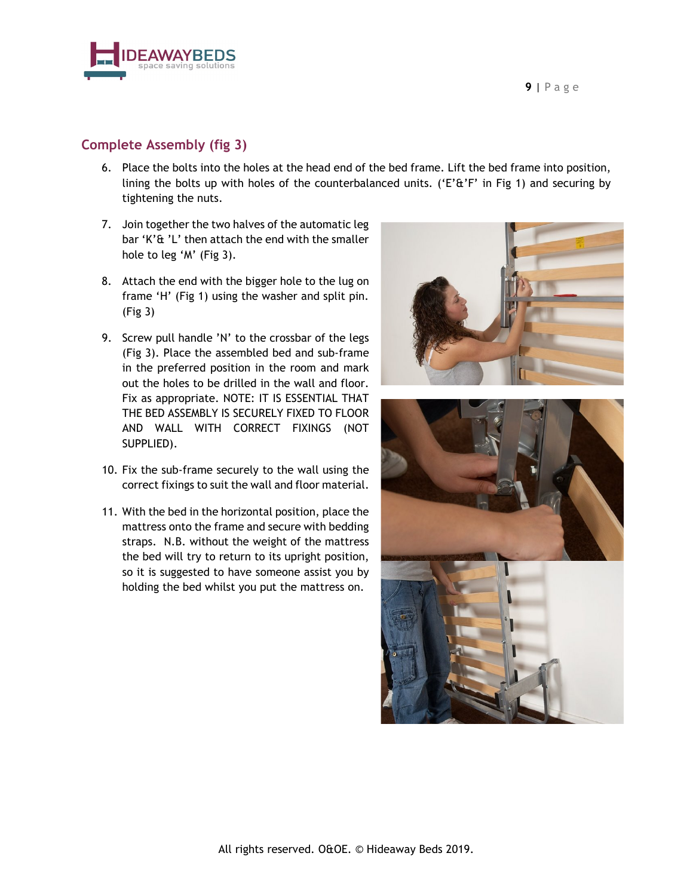## Complete Assembly (fig 3)

6. Place the bolts into the holes at the head end of the bed frame. Lift the bed frame into position, lining the bolts up with holes of the counterbalanced units. ('E'&'F' in Fig 1) and securing by tightening the nuts.

7. Join together the two halves of the automatic leg bar 'K'& 'L' then attach the end with the smaller hole to leg 'M' (Fig 3).

8. Attach the end with the bigger hole to the lug on frame 'H' (Fig 1) using the washer and split pin. (Fig 3)

9. Screw pull handle 'N' to the crossbar of the legs (Fig 3). Place the assembled bed and sub-frame in the preferred position in the room and mark out the holes to be drilled in the wall and floor. Fix as appropriate. NOTE: IT IS ESSENTIAL THAT THE BED ASSEMBLY IS SECURELY FIXED TO FLOOR AND WALL WITH CORRECT FIXINGS (NOT SUPPLIED).

10. Fix the sub-frame securely to the wall using the correct fixings to suit the wall and floor material.

11. With the bed in the horizontal position, place the mattress onto the frame and secure with bedding straps. N.B. without the weight of the mattress the bed will try to return to its upright position, so it is suggested to have someone assist you by holding the bed whilst you put the mattress on.

All rights reserved. O&OE. © Hideaway Beds 2019.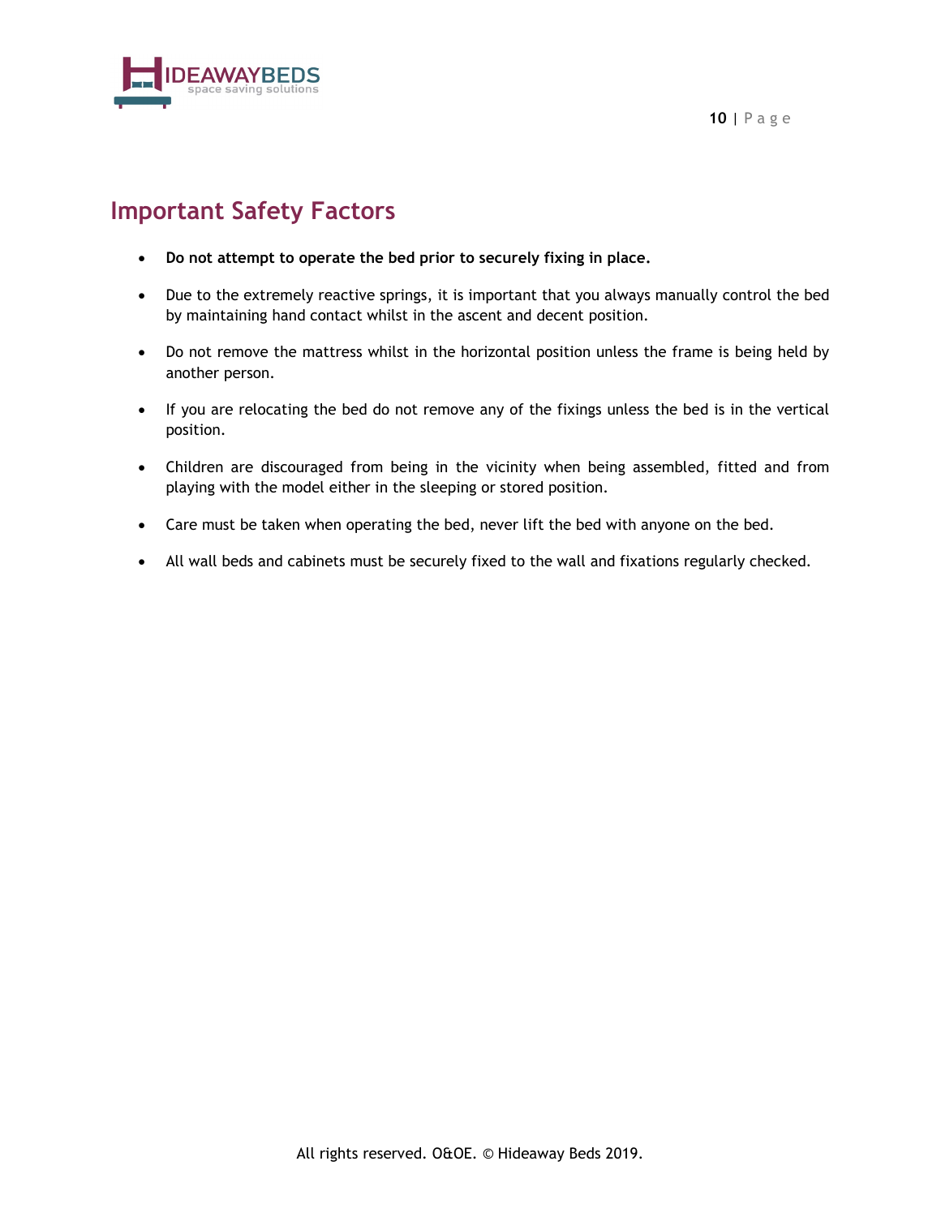## Important Safety Factors

- **Do not attempt to operate the bed prior to securely fixing in place.**
- Due to the extremely reactive springs, it is important that you always manually control the bed by maintaining hand contact whilst in the ascent and decent position.
- Do not remove the mattress whilst in the horizontal position unless the frame is being held by another person.
- If you are relocating the bed do not remove any of the fixings unless the bed is in the vertical position.
- Children are discouraged from being in the vicinity when being assembled, fitted and from playing with the model either in the sleeping or stored position.
- Care must be taken when operating the bed, never lift the bed with anyone on the bed.
- All wall beds and cabinets must be securely fixed to the wall and fixations regularly checked.